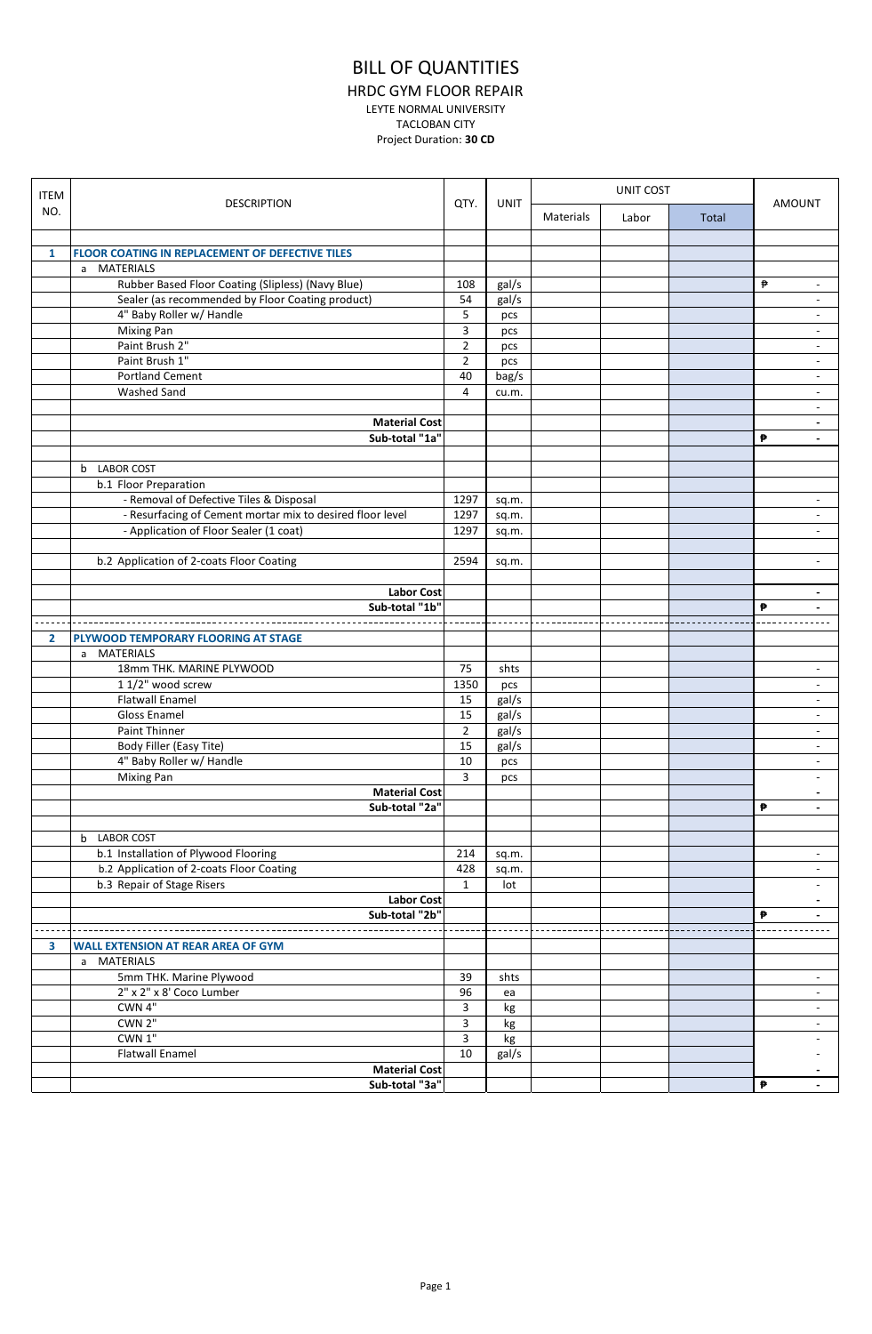# BILL OF QUANTITIES

## HRDC GYM FLOOR REPAIR

LEYTE NORMAL UNIVERSITY
TACLOBAN CITY
Project Duration: **30 CD**

| ITEM NO. | DESCRIPTION | QTY. | UNIT | UNIT COST | | | AMOUNT |
|---|---|---|---|---|---|---|---|
| | | | | Materials | Labor | Total | |
| | | | | | | | |
| **1** | **FLOOR COATING IN REPLACEMENT OF DEFECTIVE TILES** | | | | | | |
| | a MATERIALS | | | | | | |
| | Rubber Based Floor Coating (Slipless) (Navy Blue) | 108 | gal/s | | | | ₱ - |
| | Sealer (as recommended by Floor Coating product) | 54 | gal/s | | | | - |
| | 4" Baby Roller w/ Handle | 5 | pcs | | | | - |
| | Mixing Pan | 3 | pcs | | | | - |
| | Paint Brush 2" | 2 | pcs | | | | - |
| | Paint Brush 1" | 2 | pcs | | | | - |
| | Portland Cement | 40 | bag/s | | | | - |
| | Washed Sand | 4 | cu.m. | | | | - |
| | | | | | | | - |
| | **Material Cost** | | | | | | **-** |
| | **Sub-total "1a"** | | | | | | **₱ -** |
| | | | | | | | |
| | b LABOR COST | | | | | | |
| | b.1 Floor Preparation | | | | | | |
| | - Removal of Defective Tiles & Disposal | 1297 | sq.m. | | | | - |
| | - Resurfacing of Cement mortar mix to desired floor level | 1297 | sq.m. | | | | - |
| | - Application of Floor Sealer (1 coat) | 1297 | sq.m. | | | | - |
| | | | | | | | |
| | b.2 Application of 2-coats Floor Coating | 2594 | sq.m. | | | | - |
| | | | | | | | |
| | **Labor Cost** | | | | | | **-** |
| | **Sub-total "1b"** | | | | | | **₱ -** |
| **2** | **PLYWOOD TEMPORARY FLOORING AT STAGE** | | | | | | |
| | a MATERIALS | | | | | | |
| | 18mm THK. MARINE PLYWOOD | 75 | shts | | | | - |
| | 1 1/2" wood screw | 1350 | pcs | | | | - |
| | Flatwall Enamel | 15 | gal/s | | | | - |
| | Gloss Enamel | 15 | gal/s | | | | - |
| | Paint Thinner | 2 | gal/s | | | | - |
| | Body Filler (Easy Tite) | 15 | gal/s | | | | - |
| | 4" Baby Roller w/ Handle | 10 | pcs | | | | - |
| | Mixing Pan | 3 | pcs | | | | - |
| | **Material Cost** | | | | | | **-** |
| | **Sub-total "2a"** | | | | | | **₱ -** |
| | | | | | | | |
| | b LABOR COST | | | | | | |
| | b.1 Installation of Plywood Flooring | 214 | sq.m. | | | | - |
| | b.2 Application of 2-coats Floor Coating | 428 | sq.m. | | | | - |
| | b.3 Repair of Stage Risers | 1 | lot | | | | - |
| | **Labor Cost** | | | | | | **-** |
| | **Sub-total "2b"** | | | | | | **₱ -** |
| **3** | **WALL EXTENSION AT REAR AREA OF GYM** | | | | | | |
| | a MATERIALS | | | | | | |
| | 5mm THK. Marine Plywood | 39 | shts | | | | - |
| | 2" x 2" x 8' Coco Lumber | 96 | ea | | | | - |
| | CWN 4" | 3 | kg | | | | - |
| | CWN 2" | 3 | kg | | | | - |
| | CWN 1" | 3 | kg | | | | - |
| | Flatwall Enamel | 10 | gal/s | | | | - |
| | **Material Cost** | | | | | | **-** |
| | **Sub-total "3a"** | | | | | | **₱ -** |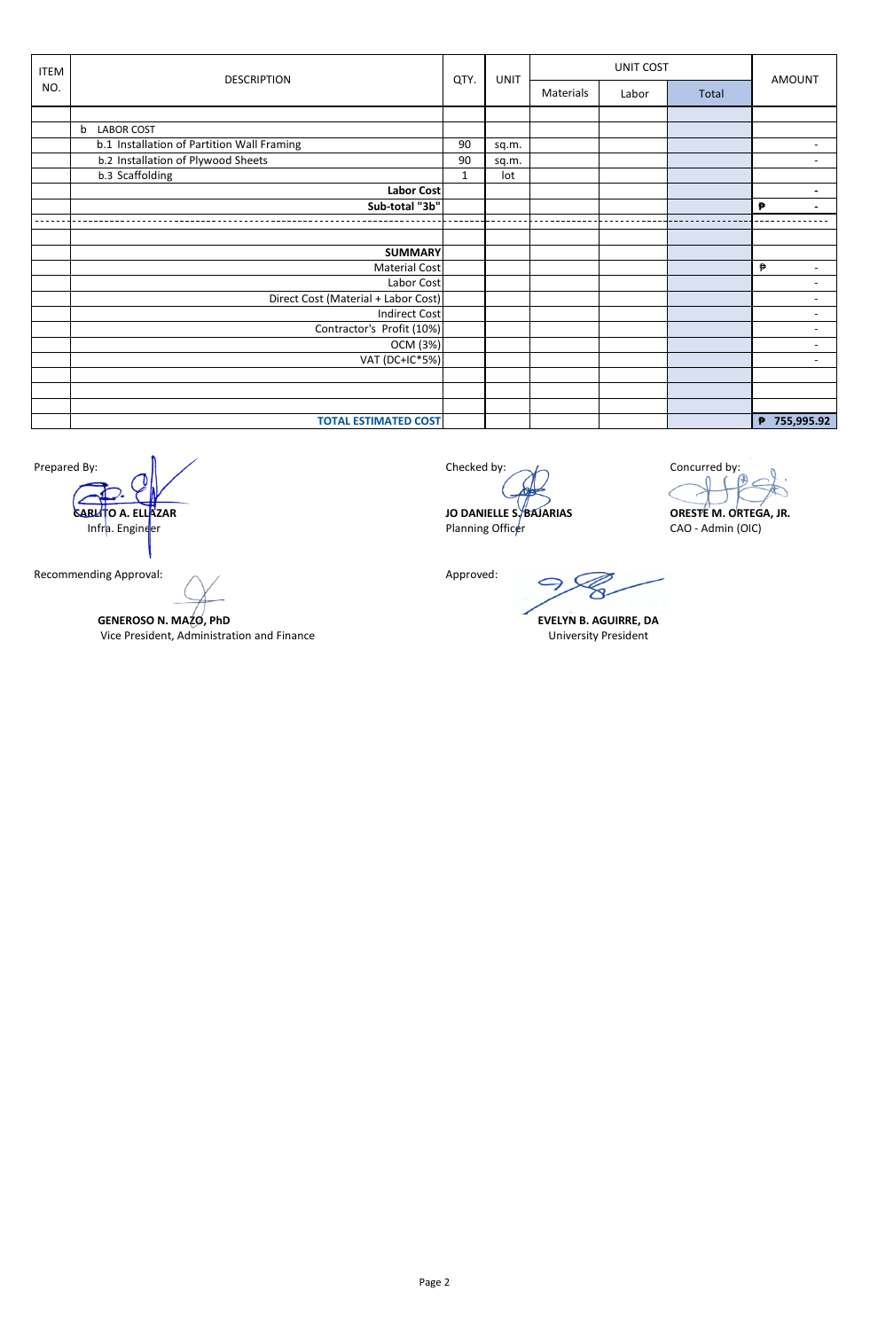| ITEM NO. | DESCRIPTION | QTY. | UNIT | UNIT COST | | | AMOUNT |
|---|---|---|---|---|---|---|---|
| | | | | Materials | Labor | Total | |
| | | | | | | | |
| | b LABOR COST | | | | | | |
| | b.1 Installation of Partition Wall Framing | 90 | sq.m. | | | | - |
| | b.2 Installation of Plywood Sheets | 90 | sq.m. | | | | - |
| | b.3 Scaffolding | 1 | lot | | | | |
| | **Labor Cost** | | | | | | **-** |
| | **Sub-total "3b"** | | | | | | **₱ -** |
| | | | | | | | |
| | | | | | | | |
| | **SUMMARY** | | | | | | |
| | Material Cost | | | | | | ₱ - |
| | Labor Cost | | | | | | - |
| | Direct Cost (Material + Labor Cost) | | | | | | - |
| | Indirect Cost | | | | | | - |
| | Contractor's Profit (10%) | | | | | | - |
| | OCM (3%) | | | | | | - |
| | VAT (DC+IC*5%) | | | | | | - |
| | | | | | | | |
| | | | | | | | |
| | | | | | | | |
| | **TOTAL ESTIMATED COST** | | | | | | **₱ 755,995.92** |

Prepared By:

**CARLITO A. ELLAZAR**
Infra. Engineer

Checked by:

**JO DANIELLE S. BAJARIAS**
Planning Officer

Concurred by:

**ORESTE M. ORTEGA, JR.**
CAO - Admin (OIC)

Recommending Approval:

**GENEROSO N. MAZO, PhD**
Vice President, Administration and Finance

Approved:

**EVELYN B. AGUIRRE, DA**
University President